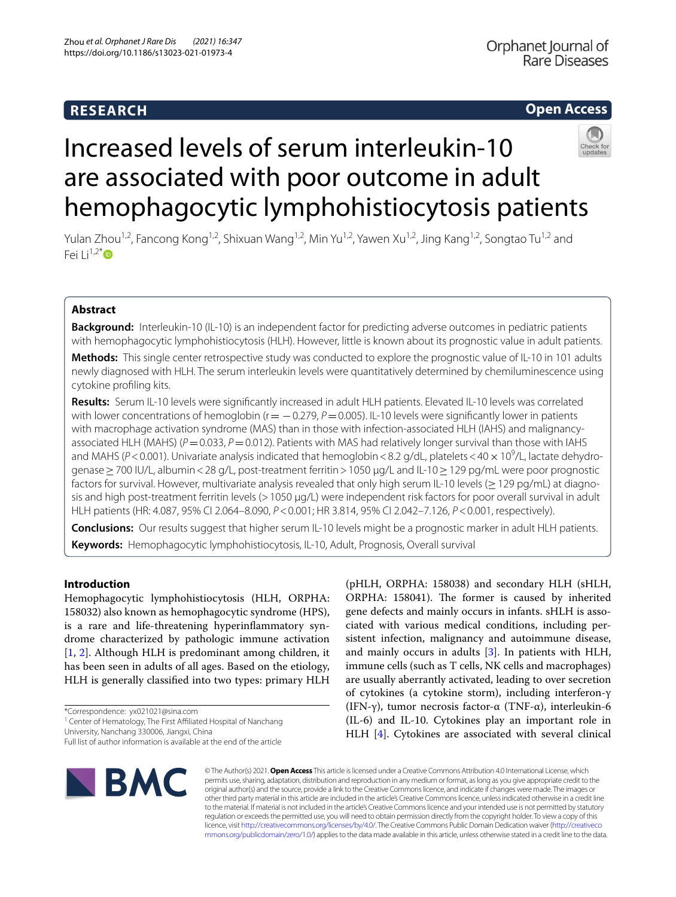RESEARCH

Open Access

# Increased levels of serum interleukin-10 are associated with poor outcome in adult hemophagocytic lymphohistiocytosis patients

Yulan Zhou[1,2], Fancong Kong[1,2], Shixuan Wang[1,2], Min Yu[1,2], Yawen Xu[1,2], Jing Kang[1,2], Songtao Tu[1,2] and Fei Li[1,2*]

## Abstract

**Background:** Interleukin-10 (IL-10) is an independent factor for predicting adverse outcomes in pediatric patients with hemophagocytic lymphohistiocytosis (HLH). However, little is known about its prognostic value in adult patients.

**Methods:** This single center retrospective study was conducted to explore the prognostic value of IL-10 in 101 adults newly diagnosed with HLH. The serum interleukin levels were quantitatively determined by chemiluminescence using cytokine profiling kits.

**Results:** Serum IL-10 levels were significantly increased in adult HLH patients. Elevated IL-10 levels was correlated with lower concentrations of hemoglobin ($r = -0.279$, $P = 0.005$). IL-10 levels were significantly lower in patients with macrophage activation syndrome (MAS) than in those with infection-associated HLH (IAHS) and malignancy-associated HLH (MAHS) ($P = 0.033$, $P = 0.012$). Patients with MAS had relatively longer survival than those with IAHS and MAHS ($P < 0.001$). Univariate analysis indicated that hemoglobin < 8.2 g/dL, platelets < 40 $\times$ $10^9$/L, lactate dehydrogenase ≥ 700 IU/L, albumin < 28 g/L, post-treatment ferritin > 1050 μg/L and IL-10 ≥ 129 pg/mL were poor prognostic factors for survival. However, multivariate analysis revealed that only high serum IL-10 levels (≥ 129 pg/mL) at diagnosis and high post-treatment ferritin levels (> 1050 μg/L) were independent risk factors for poor overall survival in adult HLH patients (HR: 4.087, 95% CI 2.064–8.090, $P < 0.001$; HR 3.814, 95% CI 2.042–7.126, $P < 0.001$, respectively).

**Conclusions:** Our results suggest that higher serum IL-10 levels might be a prognostic marker in adult HLH patients.

**Keywords:** Hemophagocytic lymphohistiocytosis, IL-10, Adult, Prognosis, Overall survival

## Introduction

Hemophagocytic lymphohistiocytosis (HLH, ORPHA: 158032) also known as hemophagocytic syndrome (HPS), is a rare and life-threatening hyperinflammatory syndrome characterized by pathologic immune activation [1, 2]. Although HLH is predominant among children, it has been seen in adults of all ages. Based on the etiology, HLH is generally classified into two types: primary HLH (pHLH, ORPHA: 158038) and secondary HLH (sHLH, ORPHA: 158041). The former is caused by inherited gene defects and mainly occurs in infants. sHLH is associated with various medical conditions, including persistent infection, malignancy and autoimmune disease, and mainly occurs in adults [3]. In patients with HLH, immune cells (such as T cells, NK cells and macrophages) are usually aberrantly activated, leading to over secretion of cytokines (a cytokine storm), including interferon-γ (IFN-γ), tumor necrosis factor-α (TNF-α), interleukin-6 (IL-6) and IL-10. Cytokines play an important role in HLH [4]. Cytokines are associated with several clinical

*Correspondence: yx021021@sina.com
[1] Center of Hematology, The First Affiliated Hospital of Nanchang University, Nanchang 330006, Jiangxi, China
Full list of author information is available at the end of the article

© The Author(s) 2021. **Open Access** This article is licensed under a Creative Commons Attribution 4.0 International License, which permits use, sharing, adaptation, distribution and reproduction in any medium or format, as long as you give appropriate credit to the original author(s) and the source, provide a link to the Creative Commons licence, and indicate if changes were made. The images or other third party material in this article are included in the article's Creative Commons licence, unless indicated otherwise in a credit line to the material. If material is not included in the article's Creative Commons licence and your intended use is not permitted by statutory regulation or exceeds the permitted use, you will need to obtain permission directly from the copyright holder. To view a copy of this licence, visit http://creativecommons.org/licenses/by/4.0/. The Creative Commons Public Domain Dedication waiver (http://creativecommons.org/publicdomain/zero/1.0/) applies to the data made available in this article, unless otherwise stated in a credit line to the data.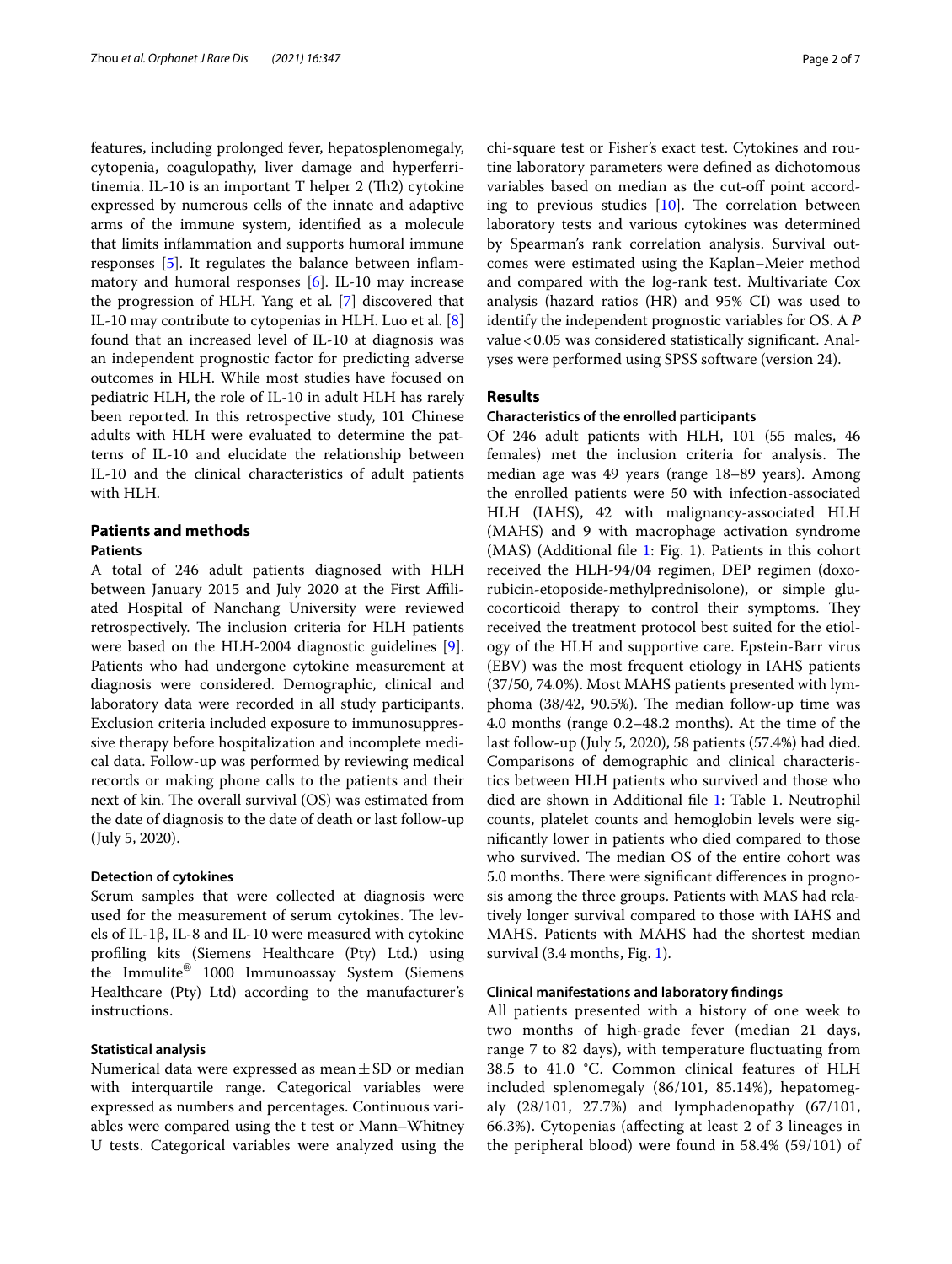features, including prolonged fever, hepatosplenomegaly, cytopenia, coagulopathy, liver damage and hyperferritinemia. IL-10 is an important T helper 2 (Th2) cytokine expressed by numerous cells of the innate and adaptive arms of the immune system, identified as a molecule that limits inflammation and supports humoral immune responses [5]. It regulates the balance between inflammatory and humoral responses [6]. IL-10 may increase the progression of HLH. Yang et al. [7] discovered that IL-10 may contribute to cytopenias in HLH. Luo et al. [8] found that an increased level of IL-10 at diagnosis was an independent prognostic factor for predicting adverse outcomes in HLH. While most studies have focused on pediatric HLH, the role of IL-10 in adult HLH has rarely been reported. In this retrospective study, 101 Chinese adults with HLH were evaluated to determine the patterns of IL-10 and elucidate the relationship between IL-10 and the clinical characteristics of adult patients with HLH.

## Patients and methods

### Patients

A total of 246 adult patients diagnosed with HLH between January 2015 and July 2020 at the First Affiliated Hospital of Nanchang University were reviewed retrospectively. The inclusion criteria for HLH patients were based on the HLH-2004 diagnostic guidelines [9]. Patients who had undergone cytokine measurement at diagnosis were considered. Demographic, clinical and laboratory data were recorded in all study participants. Exclusion criteria included exposure to immunosuppressive therapy before hospitalization and incomplete medical data. Follow-up was performed by reviewing medical records or making phone calls to the patients and their next of kin. The overall survival (OS) was estimated from the date of diagnosis to the date of death or last follow-up (July 5, 2020).

### Detection of cytokines

Serum samples that were collected at diagnosis were used for the measurement of serum cytokines. The levels of IL-1β, IL-8 and IL-10 were measured with cytokine profiling kits (Siemens Healthcare (Pty) Ltd.) using the Immulite® 1000 Immunoassay System (Siemens Healthcare (Pty) Ltd) according to the manufacturer's instructions.

### Statistical analysis

Numerical data were expressed as mean ± SD or median with interquartile range. Categorical variables were expressed as numbers and percentages. Continuous variables were compared using the t test or Mann–Whitney U tests. Categorical variables were analyzed using the chi-square test or Fisher's exact test. Cytokines and routine laboratory parameters were defined as dichotomous variables based on median as the cut-off point according to previous studies [10]. The correlation between laboratory tests and various cytokines was determined by Spearman's rank correlation analysis. Survival outcomes were estimated using the Kaplan–Meier method and compared with the log-rank test. Multivariate Cox analysis (hazard ratios (HR) and 95% CI) was used to identify the independent prognostic variables for OS. A *P* value < 0.05 was considered statistically significant. Analyses were performed using SPSS software (version 24).

## Results

### Characteristics of the enrolled participants

Of 246 adult patients with HLH, 101 (55 males, 46 females) met the inclusion criteria for analysis. The median age was 49 years (range 18–89 years). Among the enrolled patients were 50 with infection-associated HLH (IAHS), 42 with malignancy-associated HLH (MAHS) and 9 with macrophage activation syndrome (MAS) (Additional file 1: Fig. 1). Patients in this cohort received the HLH-94/04 regimen, DEP regimen (doxorubicin-etoposide-methylprednisolone), or simple glucocorticoid therapy to control their symptoms. They received the treatment protocol best suited for the etiology of the HLH and supportive care. Epstein-Barr virus (EBV) was the most frequent etiology in IAHS patients (37/50, 74.0%). Most MAHS patients presented with lymphoma (38/42, 90.5%). The median follow-up time was 4.0 months (range 0.2–48.2 months). At the time of the last follow-up (July 5, 2020), 58 patients (57.4%) had died. Comparisons of demographic and clinical characteristics between HLH patients who survived and those who died are shown in Additional file 1: Table 1. Neutrophil counts, platelet counts and hemoglobin levels were significantly lower in patients who died compared to those who survived. The median OS of the entire cohort was 5.0 months. There were significant differences in prognosis among the three groups. Patients with MAS had relatively longer survival compared to those with IAHS and MAHS. Patients with MAHS had the shortest median survival (3.4 months, Fig. 1).

### Clinical manifestations and laboratory findings

All patients presented with a history of one week to two months of high-grade fever (median 21 days, range 7 to 82 days), with temperature fluctuating from 38.5 to 41.0 °C. Common clinical features of HLH included splenomegaly (86/101, 85.14%), hepatomegaly (28/101, 27.7%) and lymphadenopathy (67/101, 66.3%). Cytopenias (affecting at least 2 of 3 lineages in the peripheral blood) were found in 58.4% (59/101) of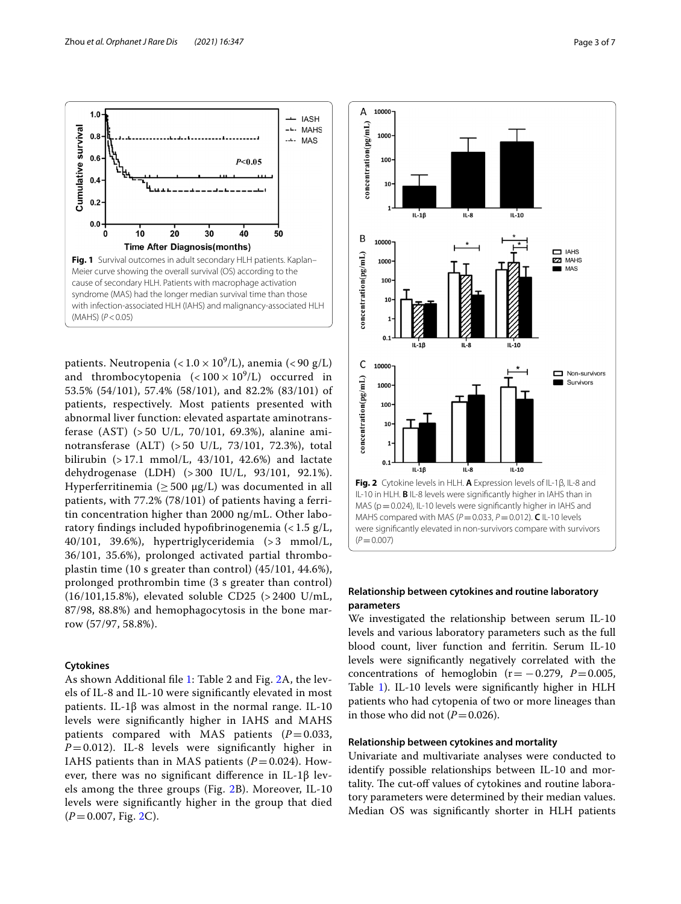Fig. 1 Survival outcomes in adult secondary HLH patients. Kaplan–Meier curve showing the overall survival (OS) according to the cause of secondary HLH. Patients with macrophage activation syndrome (MAS) had the longer median survival time than those with infection-associated HLH (IAHS) and malignancy-associated HLH (MAHS) ($P < 0.05$)

patients. Neutropenia ($< 1.0 \times 10^9$/L), anemia ($< 90$ g/L) and thrombocytopenia ($< 100 \times 10^9$/L) occurred in 53.5% (54/101), 57.4% (58/101), and 82.2% (83/101) of patients, respectively. Most patients presented with abnormal liver function: elevated aspartate aminotransferase (AST) (> 50 U/L, 70/101, 69.3%), alanine aminotransferase (ALT) (> 50 U/L, 73/101, 72.3%), total bilirubin (> 17.1 mmol/L, 43/101, 42.6%) and lactate dehydrogenase (LDH) (> 300 IU/L, 93/101, 92.1%). Hyperferritinemia (≥ 500 μg/L) was documented in all patients, with 77.2% (78/101) of patients having a ferritin concentration higher than 2000 ng/mL. Other laboratory findings included hypofibrinogenemia (< 1.5 g/L, 40/101, 39.6%), hypertriglyceridemia (> 3 mmol/L, 36/101, 35.6%), prolonged activated partial thromboplastin time (10 s greater than control) (45/101, 44.6%), prolonged prothrombin time (3 s greater than control) (16/101,15.8%), elevated soluble CD25 (> 2400 U/mL, 87/98, 88.8%) and hemophagocytosis in the bone marrow (57/97, 58.8%).

### Cytokines

As shown Additional file 1: Table 2 and Fig. 2A, the levels of IL-8 and IL-10 were significantly elevated in most patients. IL-1β was almost in the normal range. IL-10 levels were significantly higher in IAHS and MAHS patients compared with MAS patients ($P = 0.033$, $P = 0.012$). IL-8 levels were significantly higher in IAHS patients than in MAS patients ($P = 0.024$). However, there was no significant difference in IL-1β levels among the three groups (Fig. 2B). Moreover, IL-10 levels were significantly higher in the group that died ($P = 0.007$, Fig. 2C).

Fig. 2 Cytokine levels in HLH. **A** Expression levels of IL-1β, IL-8 and IL-10 in HLH. **B** IL-8 levels were significantly higher in IAHS than in MAS (p = 0.024), IL-10 levels were significantly higher in IAHS and MAHS compared with MAS ($P = 0.033$, $P = 0.012$). **C** IL-10 levels were significantly elevated in non-survivors compare with survivors ($P = 0.007$)

### Relationship between cytokines and routine laboratory parameters

We investigated the relationship between serum IL-10 levels and various laboratory parameters such as the full blood count, liver function and ferritin. Serum IL-10 levels were significantly negatively correlated with the concentrations of hemoglobin ($r = -0.279$, $P = 0.005$, Table 1). IL-10 levels were significantly higher in HLH patients who had cytopenia of two or more lineages than in those who did not ($P = 0.026$).

### Relationship between cytokines and mortality

Univariate and multivariate analyses were conducted to identify possible relationships between IL-10 and mortality. The cut-off values of cytokines and routine laboratory parameters were determined by their median values. Median OS was significantly shorter in HLH patients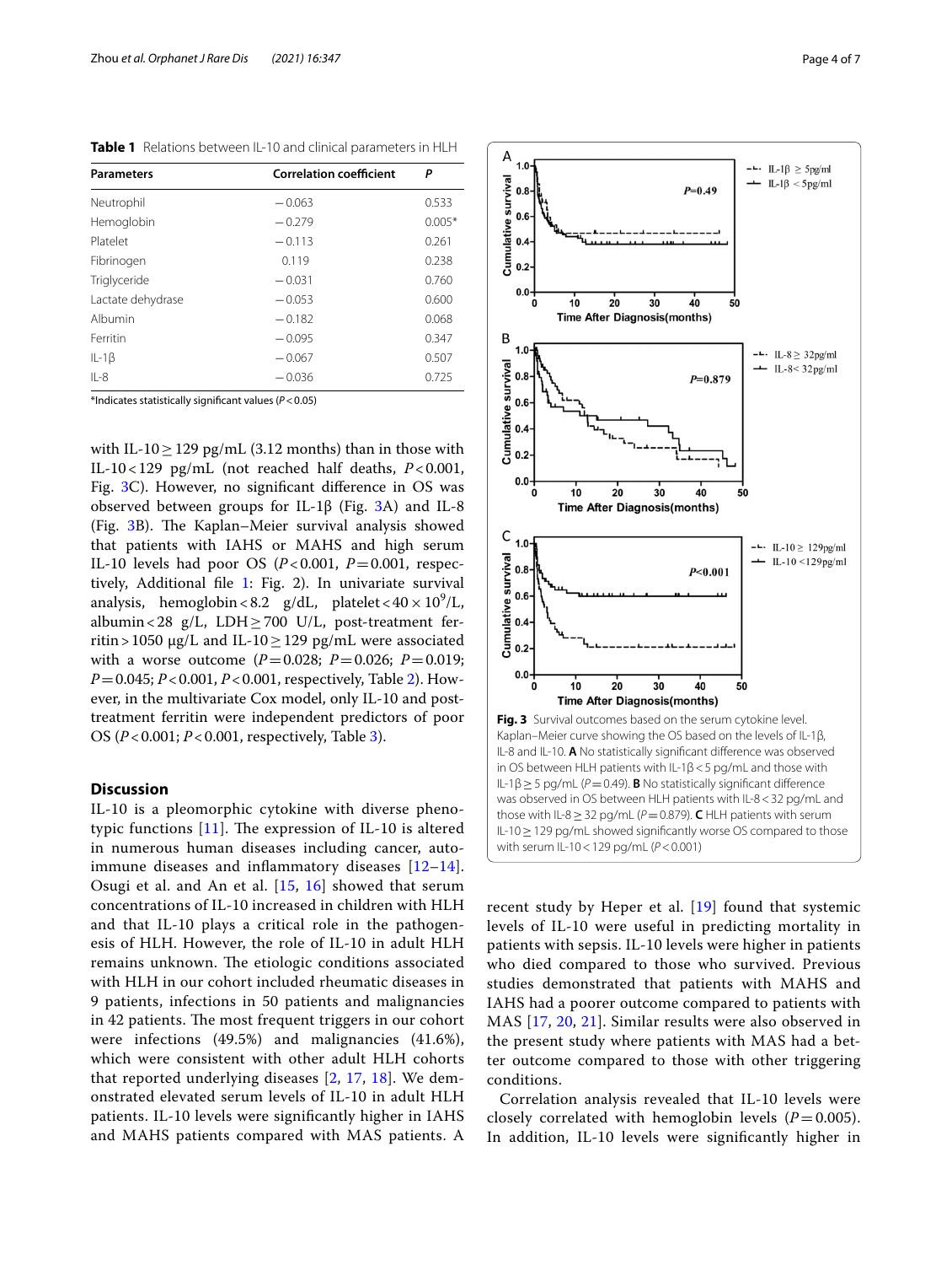**Table 1** Relations between IL-10 and clinical parameters in HLH

| Parameters | Correlation coefficient | P |
|---|---|---|
| Neutrophil | −0.063 | 0.533 |
| Hemoglobin | −0.279 | 0.005* |
| Platelet | −0.113 | 0.261 |
| Fibrinogen | 0.119 | 0.238 |
| Triglyceride | −0.031 | 0.760 |
| Lactate dehydrase | −0.053 | 0.600 |
| Albumin | −0.182 | 0.068 |
| Ferritin | −0.095 | 0.347 |
| IL-1β | −0.067 | 0.507 |
| IL-8 | −0.036 | 0.725 |

*Indicates statistically significant values ($P<0.05$)

with IL-10 ≥ 129 pg/mL (3.12 months) than in those with IL-10 < 129 pg/mL (not reached half deaths, $P<0.001$, Fig. 3C). However, no significant difference in OS was observed between groups for IL-1β (Fig. 3A) and IL-8 (Fig. 3B). The Kaplan–Meier survival analysis showed that patients with IAHS or MAHS and high serum IL-10 levels had poor OS ($P<0.001$, $P=0.001$, respectively, Additional file 1: Fig. 2). In univariate survival analysis, hemoglobin < 8.2 g/dL, platelet < $40 \times 10^9$/L, albumin < 28 g/L, LDH ≥ 700 U/L, post-treatment ferritin > 1050 μg/L and IL-10 ≥ 129 pg/mL were associated with a worse outcome ($P=0.028$; $P=0.026$; $P=0.019$; $P=0.045$; $P<0.001$, $P<0.001$, respectively, Table 2). However, in the multivariate Cox model, only IL-10 and post-treatment ferritin were independent predictors of poor OS ($P<0.001$; $P<0.001$, respectively, Table 3).

## Discussion

IL-10 is a pleomorphic cytokine with diverse phenotypic functions [11]. The expression of IL-10 is altered in numerous human diseases including cancer, autoimmune diseases and inflammatory diseases [12–14]. Osugi et al. and An et al. [15, 16] showed that serum concentrations of IL-10 increased in children with HLH and that IL-10 plays a critical role in the pathogenesis of HLH. However, the role of IL-10 in adult HLH remains unknown. The etiologic conditions associated with HLH in our cohort included rheumatic diseases in 9 patients, infections in 50 patients and malignancies in 42 patients. The most frequent triggers in our cohort were infections (49.5%) and malignancies (41.6%), which were consistent with other adult HLH cohorts that reported underlying diseases [2, 17, 18]. We demonstrated elevated serum levels of IL-10 in adult HLH patients. IL-10 levels were significantly higher in IAHS and MAHS patients compared with MAS patients. A recent study by Heper et al. [19] found that systemic levels of IL-10 were useful in predicting mortality in patients with sepsis. IL-10 levels were higher in patients who died compared to those who survived. Previous studies demonstrated that patients with MAHS and IAHS had a poorer outcome compared to patients with MAS [17, 20, 21]. Similar results were also observed in the present study where patients with MAS had a better outcome compared to those with other triggering conditions.

Correlation analysis revealed that IL-10 levels were closely correlated with hemoglobin levels ($P=0.005$). In addition, IL-10 levels were significantly higher in

**Fig. 3** Survival outcomes based on the serum cytokine level. Kaplan–Meier curve showing the OS based on the levels of IL-1β, IL-8 and IL-10. **A** No statistically significant difference was observed in OS between HLH patients with IL-1β < 5 pg/mL and those with IL-1β ≥ 5 pg/mL ($P=0.49$). **B** No statistically significant difference was observed in OS between HLH patients with IL-8 < 32 pg/mL and those with IL-8 ≥ 32 pg/mL ($P=0.879$). **C** HLH patients with serum IL-10 ≥ 129 pg/mL showed significantly worse OS compared to those with serum IL-10 < 129 pg/mL ($P<0.001$)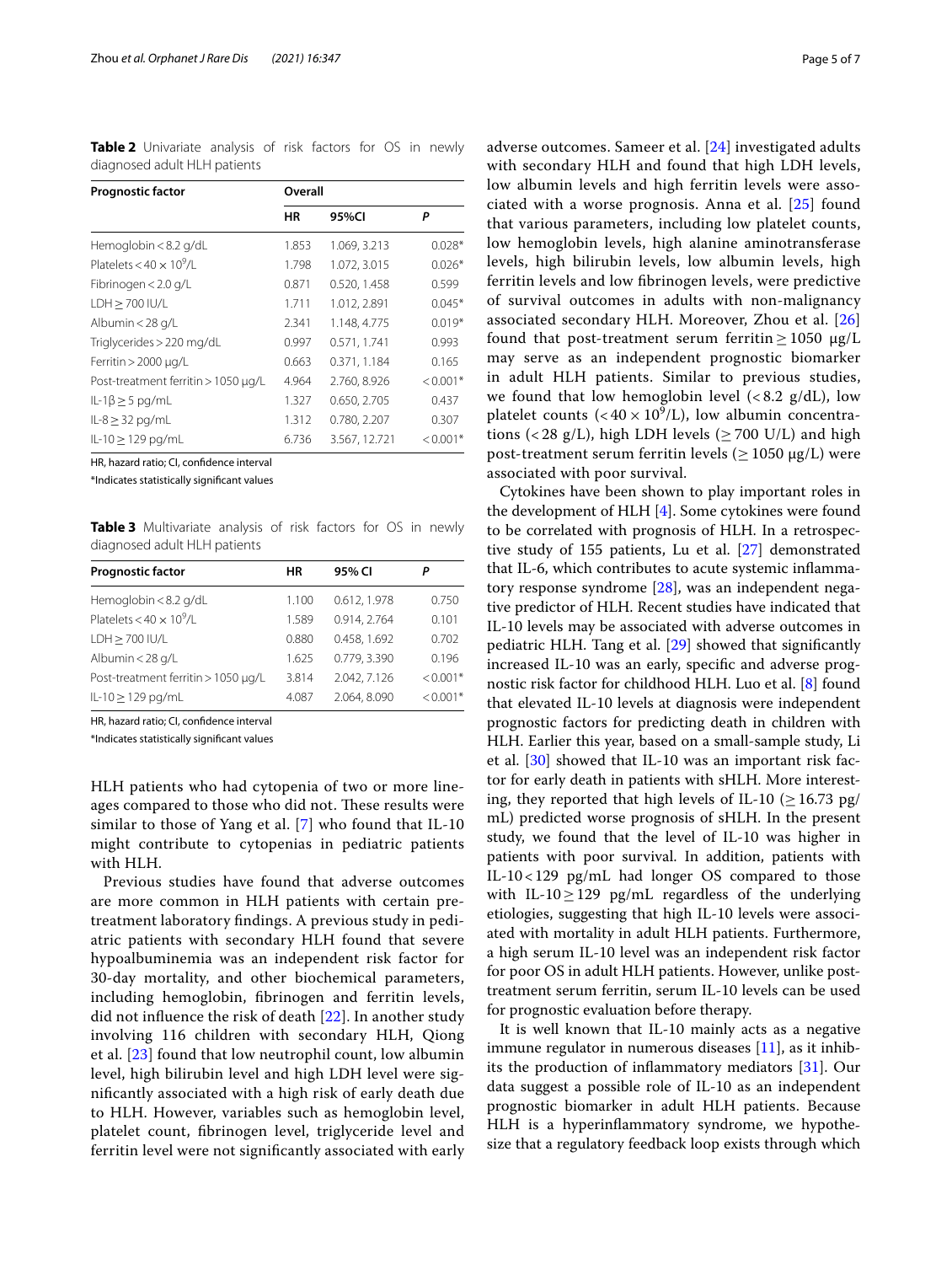**Table 2** Univariate analysis of risk factors for OS in newly diagnosed adult HLH patients

| Prognostic factor | Overall | | |
|---|---|---|---|
| | HR | 95%CI | P |
| Hemoglobin < 8.2 g/dL | 1.853 | 1.069, 3.213 | 0.028* |
| Platelets < 40 × $10^9$/L | 1.798 | 1.072, 3.015 | 0.026* |
| Fibrinogen < 2.0 g/L | 0.871 | 0.520, 1.458 | 0.599 |
| LDH ≥ 700 IU/L | 1.711 | 1.012, 2.891 | 0.045* |
| Albumin < 28 g/L | 2.341 | 1.148, 4.775 | 0.019* |
| Triglycerides > 220 mg/dL | 0.997 | 0.571, 1.741 | 0.993 |
| Ferritin > 2000 μg/L | 0.663 | 0.371, 1.184 | 0.165 |
| Post-treatment ferritin > 1050 μg/L | 4.964 | 2.760, 8.926 | < 0.001* |
| IL-1β ≥ 5 pg/mL | 1.327 | 0.650, 2.705 | 0.437 |
| IL-8 ≥ 32 pg/mL | 1.312 | 0.780, 2.207 | 0.307 |
| IL-10 ≥ 129 pg/mL | 6.736 | 3.567, 12.721 | < 0.001* |

HR, hazard ratio; CI, confidence interval

*Indicates statistically significant values

**Table 3** Multivariate analysis of risk factors for OS in newly diagnosed adult HLH patients

| Prognostic factor | HR | 95% CI | P |
|---|---|---|---|
| Hemoglobin < 8.2 g/dL | 1.100 | 0.612, 1.978 | 0.750 |
| Platelets < 40 × $10^9$/L | 1.589 | 0.914, 2.764 | 0.101 |
| LDH ≥ 700 IU/L | 0.880 | 0.458, 1.692 | 0.702 |
| Albumin < 28 g/L | 1.625 | 0.779, 3.390 | 0.196 |
| Post-treatment ferritin > 1050 μg/L | 3.814 | 2.042, 7.126 | < 0.001* |
| IL-10 ≥ 129 pg/mL | 4.087 | 2.064, 8.090 | < 0.001* |

HR, hazard ratio; CI, confidence interval

*Indicates statistically significant values

HLH patients who had cytopenia of two or more lineages compared to those who did not. These results were similar to those of Yang et al. [7] who found that IL-10 might contribute to cytopenias in pediatric patients with HLH.

Previous studies have found that adverse outcomes are more common in HLH patients with certain pretreatment laboratory findings. A previous study in pediatric patients with secondary HLH found that severe hypoalbuminemia was an independent risk factor for 30-day mortality, and other biochemical parameters, including hemoglobin, fibrinogen and ferritin levels, did not influence the risk of death [22]. In another study involving 116 children with secondary HLH, Qiong et al. [23] found that low neutrophil count, low albumin level, high bilirubin level and high LDH level were significantly associated with a high risk of early death due to HLH. However, variables such as hemoglobin level, platelet count, fibrinogen level, triglyceride level and ferritin level were not significantly associated with early adverse outcomes. Sameer et al. [24] investigated adults with secondary HLH and found that high LDH levels, low albumin levels and high ferritin levels were associated with a worse prognosis. Anna et al. [25] found that various parameters, including low platelet counts, low hemoglobin levels, high alanine aminotransferase levels, high bilirubin levels, low albumin levels, high ferritin levels and low fibrinogen levels, were predictive of survival outcomes in adults with non-malignancy associated secondary HLH. Moreover, Zhou et al. [26] found that post-treatment serum ferritin ≥ 1050 μg/L may serve as an independent prognostic biomarker in adult HLH patients. Similar to previous studies, we found that low hemoglobin level (< 8.2 g/dL), low platelet counts (< 40 × $10^9$/L), low albumin concentrations (< 28 g/L), high LDH levels (≥ 700 U/L) and high post-treatment serum ferritin levels (≥ 1050 μg/L) were associated with poor survival.

Cytokines have been shown to play important roles in the development of HLH [4]. Some cytokines were found to be correlated with prognosis of HLH. In a retrospective study of 155 patients, Lu et al. [27] demonstrated that IL-6, which contributes to acute systemic inflammatory response syndrome [28], was an independent negative predictor of HLH. Recent studies have indicated that IL-10 levels may be associated with adverse outcomes in pediatric HLH. Tang et al. [29] showed that significantly increased IL-10 was an early, specific and adverse prognostic risk factor for childhood HLH. Luo et al. [8] found that elevated IL-10 levels at diagnosis were independent prognostic factors for predicting death in children with HLH. Earlier this year, based on a small-sample study, Li et al. [30] showed that IL-10 was an important risk factor for early death in patients with sHLH. More interesting, they reported that high levels of IL-10 (≥ 16.73 pg/mL) predicted worse prognosis of sHLH. In the present study, we found that the level of IL-10 was higher in patients with poor survival. In addition, patients with IL-10 < 129 pg/mL had longer OS compared to those with IL-10 ≥ 129 pg/mL regardless of the underlying etiologies, suggesting that high IL-10 levels were associated with mortality in adult HLH patients. Furthermore, a high serum IL-10 level was an independent risk factor for poor OS in adult HLH patients. However, unlike post-treatment serum ferritin, serum IL-10 levels can be used for prognostic evaluation before therapy.

It is well known that IL-10 mainly acts as a negative immune regulator in numerous diseases [11], as it inhibits the production of inflammatory mediators [31]. Our data suggest a possible role of IL-10 as an independent prognostic biomarker in adult HLH patients. Because HLH is a hyperinflammatory syndrome, we hypothesize that a regulatory feedback loop exists through which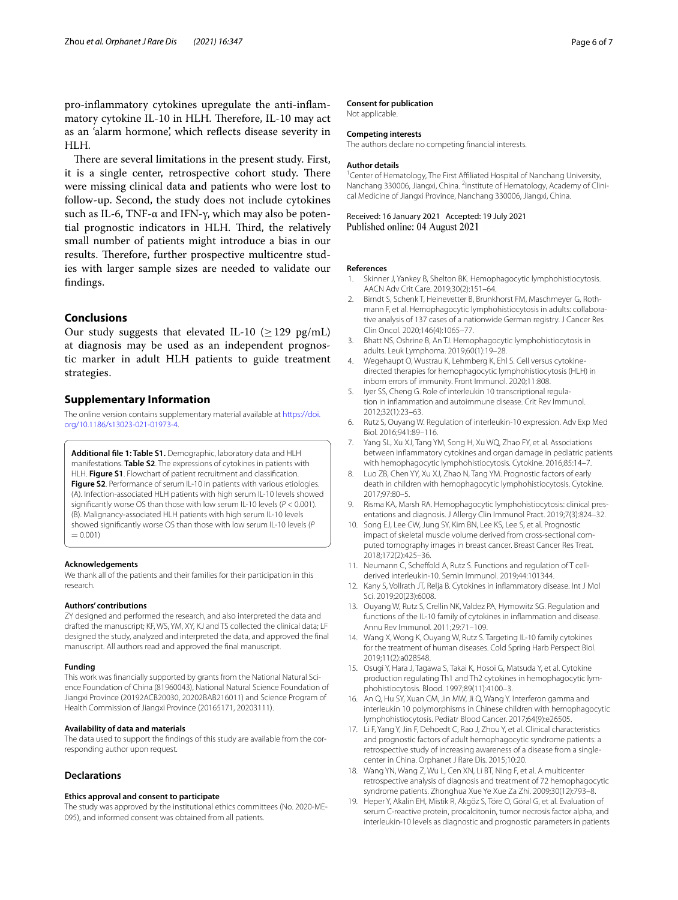pro-inflammatory cytokines upregulate the anti-inflammatory cytokine IL-10 in HLH. Therefore, IL-10 may act as an 'alarm hormone', which reflects disease severity in HLH.

There are several limitations in the present study. First, it is a single center, retrospective cohort study. There were missing clinical data and patients who were lost to follow-up. Second, the study does not include cytokines such as IL-6, TNF-α and IFN-γ, which may also be potential prognostic indicators in HLH. Third, the relatively small number of patients might introduce a bias in our results. Therefore, further prospective multicentre studies with larger sample sizes are needed to validate our findings.

## Conclusions

Our study suggests that elevated IL-10 ($\geq 129$ pg/mL) at diagnosis may be used as an independent prognostic marker in adult HLH patients to guide treatment strategies.

## Supplementary Information

The online version contains supplementary material available at https://doi.org/10.1186/s13023-021-01973-4.

**Additional file 1: Table S1.** Demographic, laboratory data and HLH manifestations. **Table S2**. The expressions of cytokines in patients with HLH. **Figure S1**. Flowchart of patient recruitment and classification. **Figure S2**. Performance of serum IL-10 in patients with various etiologies. (A). Infection-associated HLH patients with high serum IL-10 levels showed significantly worse OS than those with low serum IL-10 levels ($P < 0.001$). (B). Malignancy-associated HLH patients with high serum IL-10 levels showed significantly worse OS than those with low serum IL-10 levels ($P = 0.001$)

#### Acknowledgements

We thank all of the patients and their families for their participation in this research.

#### Authors' contributions

ZY designed and performed the research, and also interpreted the data and drafted the manuscript; KF, WS, YM, XY, KJ and TS collected the clinical data; LF designed the study, analyzed and interpreted the data, and approved the final manuscript. All authors read and approved the final manuscript.

#### Funding

This work was financially supported by grants from the National Natural Science Foundation of China (81960043), National Natural Science Foundation of Jiangxi Province (20192ACB20030, 20202BAB216011) and Science Program of Health Commission of Jiangxi Province (20165171, 20203111).

#### Availability of data and materials

The data used to support the findings of this study are available from the corresponding author upon request.

## Declarations

#### Ethics approval and consent to participate

The study was approved by the institutional ethics committees (No. 2020-ME-095), and informed consent was obtained from all patients.

#### Consent for publication

Not applicable.

#### Competing interests

The authors declare no competing financial interests.

#### Author details

[1] Center of Hematology, The First Affiliated Hospital of Nanchang University, Nanchang 330006, Jiangxi, China. [2] Institute of Hematology, Academy of Clinical Medicine of Jiangxi Province, Nanchang 330006, Jiangxi, China.

Received: 16 January 2021 Accepted: 19 July 2021
Published online: 04 August 2021

#### References

1. Skinner J, Yankey B, Shelton BK. Hemophagocytic lymphohistiocytosis. AACN Adv Crit Care. 2019;30(2):151–64.
2. Birndt S, Schenk T, Heinevetter B, Brunkhorst FM, Maschmeyer G, Rothmann F, et al. Hemophagocytic lymphohistiocytosis in adults: collaborative analysis of 137 cases of a nationwide German registry. J Cancer Res Clin Oncol. 2020;146(4):1065–77.
3. Bhatt NS, Oshrine B, An TJ. Hemophagocytic lymphohistiocytosis in adults. Leuk Lymphoma. 2019;60(1):19–28.
4. Wegehaupt O, Wustrau K, Lehmberg K, Ehl S. Cell versus cytokine-directed therapies for hemophagocytic lymphohistiocytosis (HLH) in inborn errors of immunity. Front Immunol. 2020;11:808.
5. Iyer SS, Cheng G. Role of interleukin 10 transcriptional regulation in inflammation and autoimmune disease. Crit Rev Immunol. 2012;32(1):23–63.
6. Rutz S, Ouyang W. Regulation of interleukin-10 expression. Adv Exp Med Biol. 2016;941:89–116.
7. Yang SL, Xu XJ, Tang YM, Song H, Xu WQ, Zhao FY, et al. Associations between inflammatory cytokines and organ damage in pediatric patients with hemophagocytic lymphohistiocytosis. Cytokine. 2016;85:14–7.
8. Luo ZB, Chen YY, Xu XJ, Zhao N, Tang YM. Prognostic factors of early death in children with hemophagocytic lymphohistiocytosis. Cytokine. 2017;97:80–5.
9. Risma KA, Marsh RA. Hemophagocytic lymphohistiocytosis: clinical presentations and diagnosis. J Allergy Clin Immunol Pract. 2019;7(3):824–32.
10. Song EJ, Lee CW, Jung SY, Kim BN, Lee KS, Lee S, et al. Prognostic impact of skeletal muscle volume derived from cross-sectional computed tomography images in breast cancer. Breast Cancer Res Treat. 2018;172(2):425–36.
11. Neumann C, Scheffold A, Rutz S. Functions and regulation of T cell-derived interleukin-10. Semin Immunol. 2019;44:101344.
12. Kany S, Vollrath JT, Relja B. Cytokines in inflammatory disease. Int J Mol Sci. 2019;20(23):6008.
13. Ouyang W, Rutz S, Crellin NK, Valdez PA, Hymowitz SG. Regulation and functions of the IL-10 family of cytokines in inflammation and disease. Annu Rev Immunol. 2011;29:71–109.
14. Wang X, Wong K, Ouyang W, Rutz S. Targeting IL-10 family cytokines for the treatment of human diseases. Cold Spring Harb Perspect Biol. 2019;11(2):a028548.
15. Osugi Y, Hara J, Tagawa S, Takai K, Hosoi G, Matsuda Y, et al. Cytokine production regulating Th1 and Th2 cytokines in hemophagocytic lymphohistiocytosis. Blood. 1997;89(11):4100–3.
16. An Q, Hu SY, Xuan CM, Jin MW, Ji Q, Wang Y. Interferon gamma and interleukin 10 polymorphisms in Chinese children with hemophagocytic lymphohistiocytosis. Pediatr Blood Cancer. 2017;64(9):e26505.
17. Li F, Yang Y, Jin F, Dehoedt C, Rao J, Zhou Y, et al. Clinical characteristics and prognostic factors of adult hemophagocytic syndrome patients: a retrospective study of increasing awareness of a disease from a single-center in China. Orphanet J Rare Dis. 2015;10:20.
18. Wang YN, Wang Z, Wu L, Cen XN, Li BT, Ning F, et al. A multicenter retrospective analysis of diagnosis and treatment of 72 hemophagocytic syndrome patients. Zhonghua Xue Ye Xue Za Zhi. 2009;30(12):793–8.
19. Heper Y, Akalin EH, Mistik R, Akgöz S, Töre O, Göral G, et al. Evaluation of serum C-reactive protein, procalcitonin, tumor necrosis factor alpha, and interleukin-10 levels as diagnostic and prognostic parameters in patients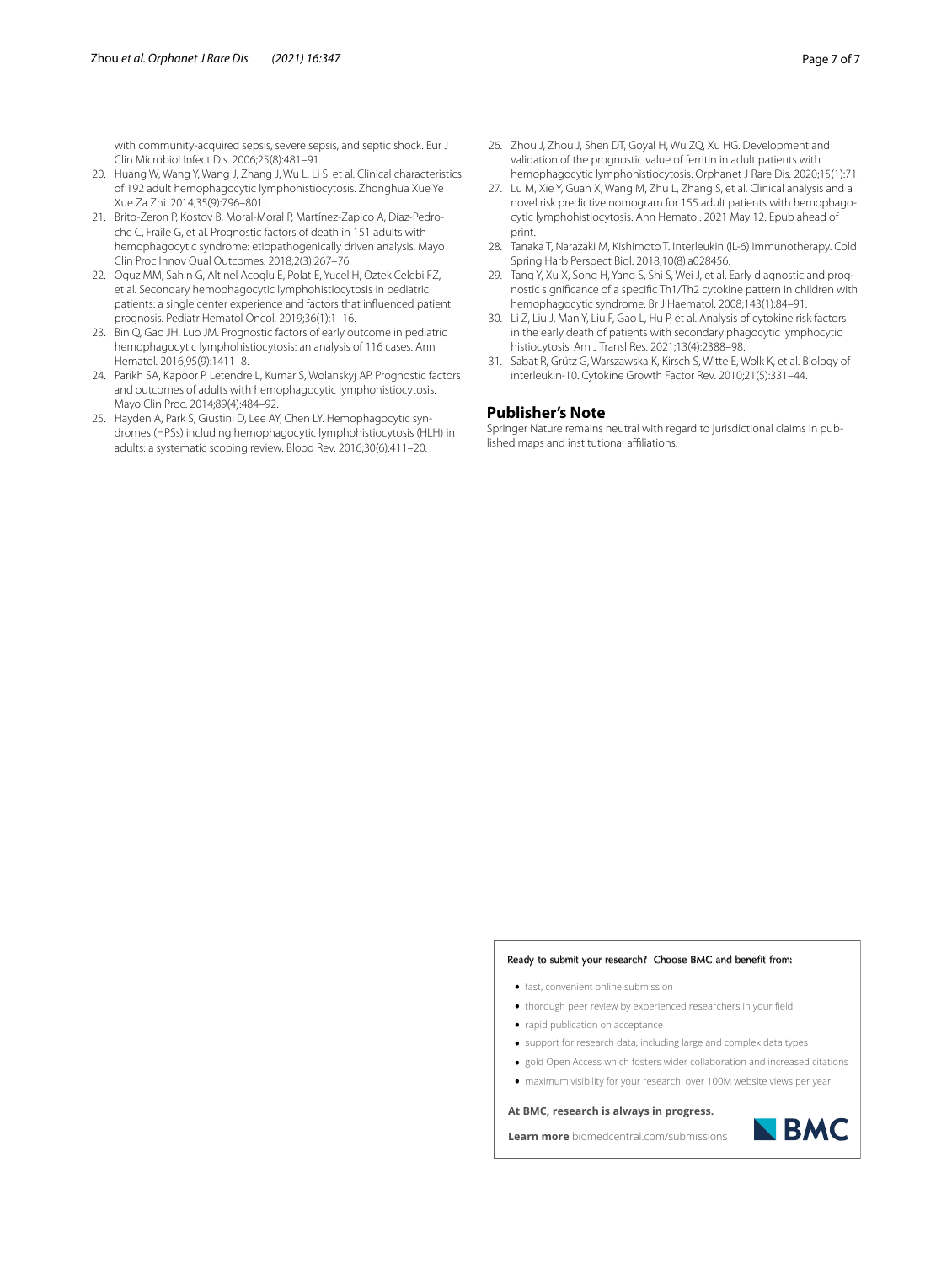with community-acquired sepsis, severe sepsis, and septic shock. Eur J Clin Microbiol Infect Dis. 2006;25(8):481–91.

20. Huang W, Wang Y, Wang J, Zhang J, Wu L, Li S, et al. Clinical characteristics of 192 adult hemophagocytic lymphohistiocytosis. Zhonghua Xue Ye Xue Za Zhi. 2014;35(9):796–801.
21. Brito-Zeron P, Kostov B, Moral-Moral P, Martínez-Zapico A, Díaz-Pedroche C, Fraile G, et al. Prognostic factors of death in 151 adults with hemophagocytic syndrome: etiopathogenically driven analysis. Mayo Clin Proc Innov Qual Outcomes. 2018;2(3):267–76.
22. Oguz MM, Sahin G, Altinel Acoglu E, Polat E, Yucel H, Oztek Celebi FZ, et al. Secondary hemophagocytic lymphohistiocytosis in pediatric patients: a single center experience and factors that influenced patient prognosis. Pediatr Hematol Oncol. 2019;36(1):1–16.
23. Bin Q, Gao JH, Luo JM. Prognostic factors of early outcome in pediatric hemophagocytic lymphohistiocytosis: an analysis of 116 cases. Ann Hematol. 2016;95(9):1411–8.
24. Parikh SA, Kapoor P, Letendre L, Kumar S, Wolanskyj AP. Prognostic factors and outcomes of adults with hemophagocytic lymphohistiocytosis. Mayo Clin Proc. 2014;89(4):484–92.
25. Hayden A, Park S, Giustini D, Lee AY, Chen LY. Hemophagocytic syndromes (HPSs) including hemophagocytic lymphohistiocytosis (HLH) in adults: a systematic scoping review. Blood Rev. 2016;30(6):411–20.
26. Zhou J, Zhou J, Shen DT, Goyal H, Wu ZQ, Xu HG. Development and validation of the prognostic value of ferritin in adult patients with hemophagocytic lymphohistiocytosis. Orphanet J Rare Dis. 2020;15(1):71.
27. Lu M, Xie Y, Guan X, Wang M, Zhu L, Zhang S, et al. Clinical analysis and a novel risk predictive nomogram for 155 adult patients with hemophagocytic lymphohistiocytosis. Ann Hematol. 2021 May 12. Epub ahead of print.
28. Tanaka T, Narazaki M, Kishimoto T. Interleukin (IL-6) immunotherapy. Cold Spring Harb Perspect Biol. 2018;10(8):a028456.
29. Tang Y, Xu X, Song H, Yang S, Shi S, Wei J, et al. Early diagnostic and prognostic significance of a specific Th1/Th2 cytokine pattern in children with hemophagocytic syndrome. Br J Haematol. 2008;143(1):84–91.
30. Li Z, Liu J, Man Y, Liu F, Gao L, Hu P, et al. Analysis of cytokine risk factors in the early death of patients with secondary phagocytic lymphocytic histiocytosis. Am J Transl Res. 2021;13(4):2388–98.
31. Sabat R, Grütz G, Warszawska K, Kirsch S, Witte E, Wolk K, et al. Biology of interleukin-10. Cytokine Growth Factor Rev. 2010;21(5):331–44.

## Publisher's Note

Springer Nature remains neutral with regard to jurisdictional claims in published maps and institutional affiliations.

Ready to submit your research? Choose BMC and benefit from:

- fast, convenient online submission
- thorough peer review by experienced researchers in your field
- rapid publication on acceptance
- support for research data, including large and complex data types
- gold Open Access which fosters wider collaboration and increased citations
- maximum visibility for your research: over 100M website views per year

**At BMC, research is always in progress.**

**Learn more** biomedcentral.com/submissions

BMC